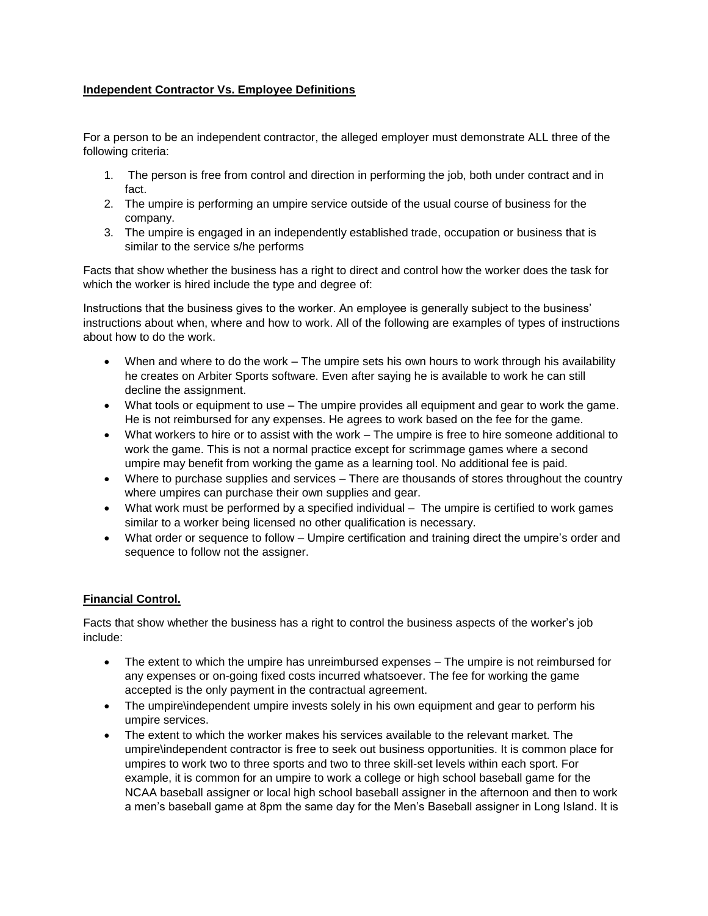**Independent Contractor Vs. Employee Definitions**

For a person to be an independent contractor, the alleged employer must demonstrate ALL three of the following criteria:

1. The person is free from control and direction in performing the job, both under contract and in fact.
2. The umpire is performing an umpire service outside of the usual course of business for the company.
3. The umpire is engaged in an independently established trade, occupation or business that is similar to the service s/he performs

Facts that show whether the business has a right to direct and control how the worker does the task for which the worker is hired include the type and degree of:

Instructions that the business gives to the worker. An employee is generally subject to the business' instructions about when, where and how to work. All of the following are examples of types of instructions about how to do the work.

- When and where to do the work – The umpire sets his own hours to work through his availability he creates on Arbiter Sports software. Even after saying he is available to work he can still decline the assignment.
- What tools or equipment to use – The umpire provides all equipment and gear to work the game. He is not reimbursed for any expenses. He agrees to work based on the fee for the game.
- What workers to hire or to assist with the work – The umpire is free to hire someone additional to work the game. This is not a normal practice except for scrimmage games where a second umpire may benefit from working the game as a learning tool. No additional fee is paid.
- Where to purchase supplies and services – There are thousands of stores throughout the country where umpires can purchase their own supplies and gear.
- What work must be performed by a specified individual – The umpire is certified to work games similar to a worker being licensed no other qualification is necessary.
- What order or sequence to follow – Umpire certification and training direct the umpire's order and sequence to follow not the assigner.

**Financial Control.**

Facts that show whether the business has a right to control the business aspects of the worker's job include:

- The extent to which the umpire has unreimbursed expenses – The umpire is not reimbursed for any expenses or on-going fixed costs incurred whatsoever. The fee for working the game accepted is the only payment in the contractual agreement.
- The umpire\independent umpire invests solely in his own equipment and gear to perform his umpire services.
- The extent to which the worker makes his services available to the relevant market. The umpire\independent contractor is free to seek out business opportunities. It is common place for umpires to work two to three sports and two to three skill-set levels within each sport. For example, it is common for an umpire to work a college or high school baseball game for the NCAA baseball assigner or local high school baseball assigner in the afternoon and then to work a men's baseball game at 8pm the same day for the Men's Baseball assigner in Long Island. It is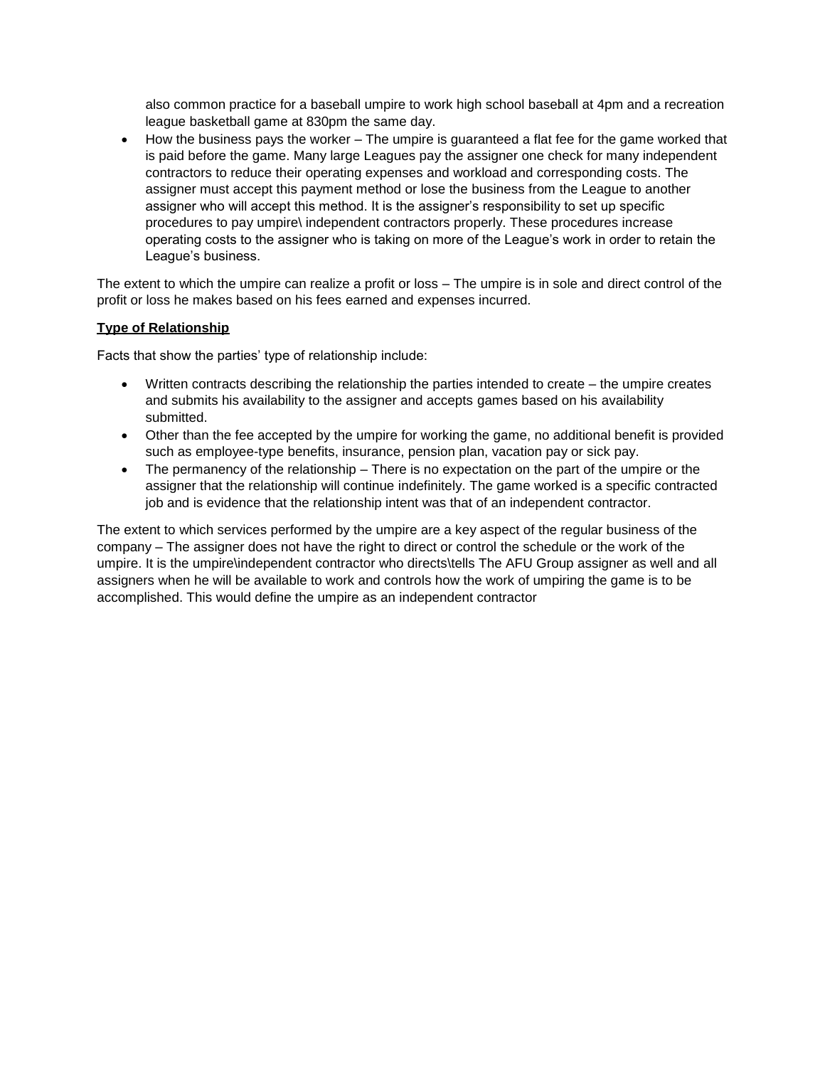also common practice for a baseball umpire to work high school baseball at 4pm and a recreation league basketball game at 830pm the same day.

- How the business pays the worker – The umpire is guaranteed a flat fee for the game worked that is paid before the game. Many large Leagues pay the assigner one check for many independent contractors to reduce their operating expenses and workload and corresponding costs. The assigner must accept this payment method or lose the business from the League to another assigner who will accept this method. It is the assigner's responsibility to set up specific procedures to pay umpire\ independent contractors properly. These procedures increase operating costs to the assigner who is taking on more of the League's work in order to retain the League's business.

The extent to which the umpire can realize a profit or loss – The umpire is in sole and direct control of the profit or loss he makes based on his fees earned and expenses incurred.

**Type of Relationship**

Facts that show the parties' type of relationship include:

- Written contracts describing the relationship the parties intended to create – the umpire creates and submits his availability to the assigner and accepts games based on his availability submitted.
- Other than the fee accepted by the umpire for working the game, no additional benefit is provided such as employee-type benefits, insurance, pension plan, vacation pay or sick pay.
- The permanency of the relationship – There is no expectation on the part of the umpire or the assigner that the relationship will continue indefinitely. The game worked is a specific contracted job and is evidence that the relationship intent was that of an independent contractor.

The extent to which services performed by the umpire are a key aspect of the regular business of the company – The assigner does not have the right to direct or control the schedule or the work of the umpire. It is the umpire\independent contractor who directs\tells The AFU Group assigner as well and all assigners when he will be available to work and controls how the work of umpiring the game is to be accomplished. This would define the umpire as an independent contractor